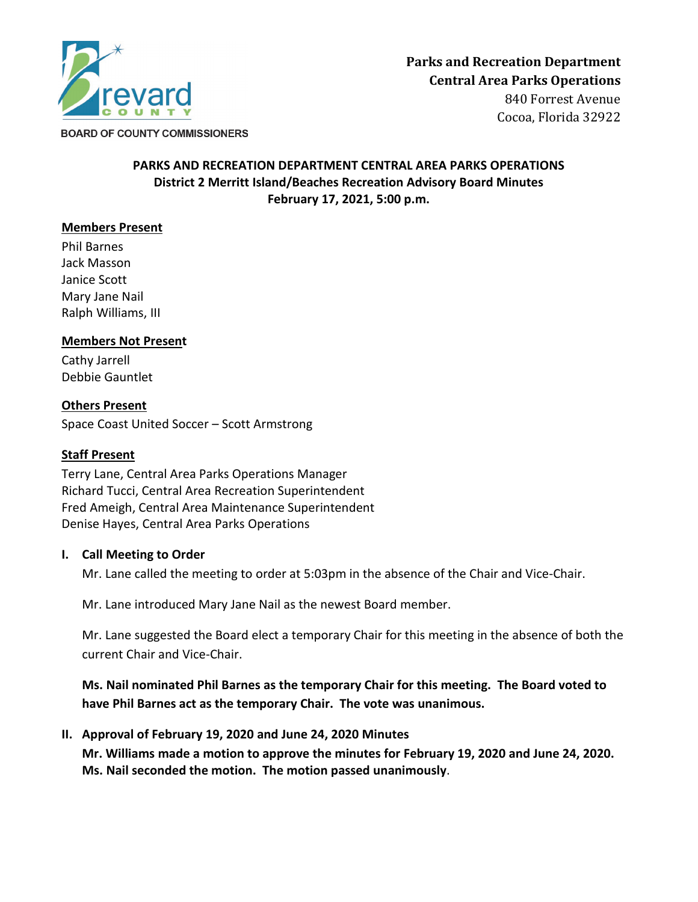BOARD OF COUNTY COMMISSIONERS

**Parks and Recreation Department**
**Central Area Parks Operations**
840 Forrest Avenue
Cocoa, Florida 32922

**PARKS AND RECREATION DEPARTMENT CENTRAL AREA PARKS OPERATIONS**
**District 2 Merritt Island/Beaches Recreation Advisory Board Minutes**
**February 17, 2021, 5:00 p.m.**

**Members Present**

Phil Barnes
Jack Masson
Janice Scott
Mary Jane Nail
Ralph Williams, III

**Members Not Present**

Cathy Jarrell
Debbie Gauntlet

**Others Present**

Space Coast United Soccer – Scott Armstrong

**Staff Present**

Terry Lane, Central Area Parks Operations Manager
Richard Tucci, Central Area Recreation Superintendent
Fred Ameigh, Central Area Maintenance Superintendent
Denise Hayes, Central Area Parks Operations

**I. Call Meeting to Order**

Mr. Lane called the meeting to order at 5:03pm in the absence of the Chair and Vice-Chair.

Mr. Lane introduced Mary Jane Nail as the newest Board member.

Mr. Lane suggested the Board elect a temporary Chair for this meeting in the absence of both the current Chair and Vice-Chair.

**Ms. Nail nominated Phil Barnes as the temporary Chair for this meeting. The Board voted to have Phil Barnes act as the temporary Chair. The vote was unanimous.**

**II. Approval of February 19, 2020 and June 24, 2020 Minutes**

**Mr. Williams made a motion to approve the minutes for February 19, 2020 and June 24, 2020. Ms. Nail seconded the motion. The motion passed unanimously**.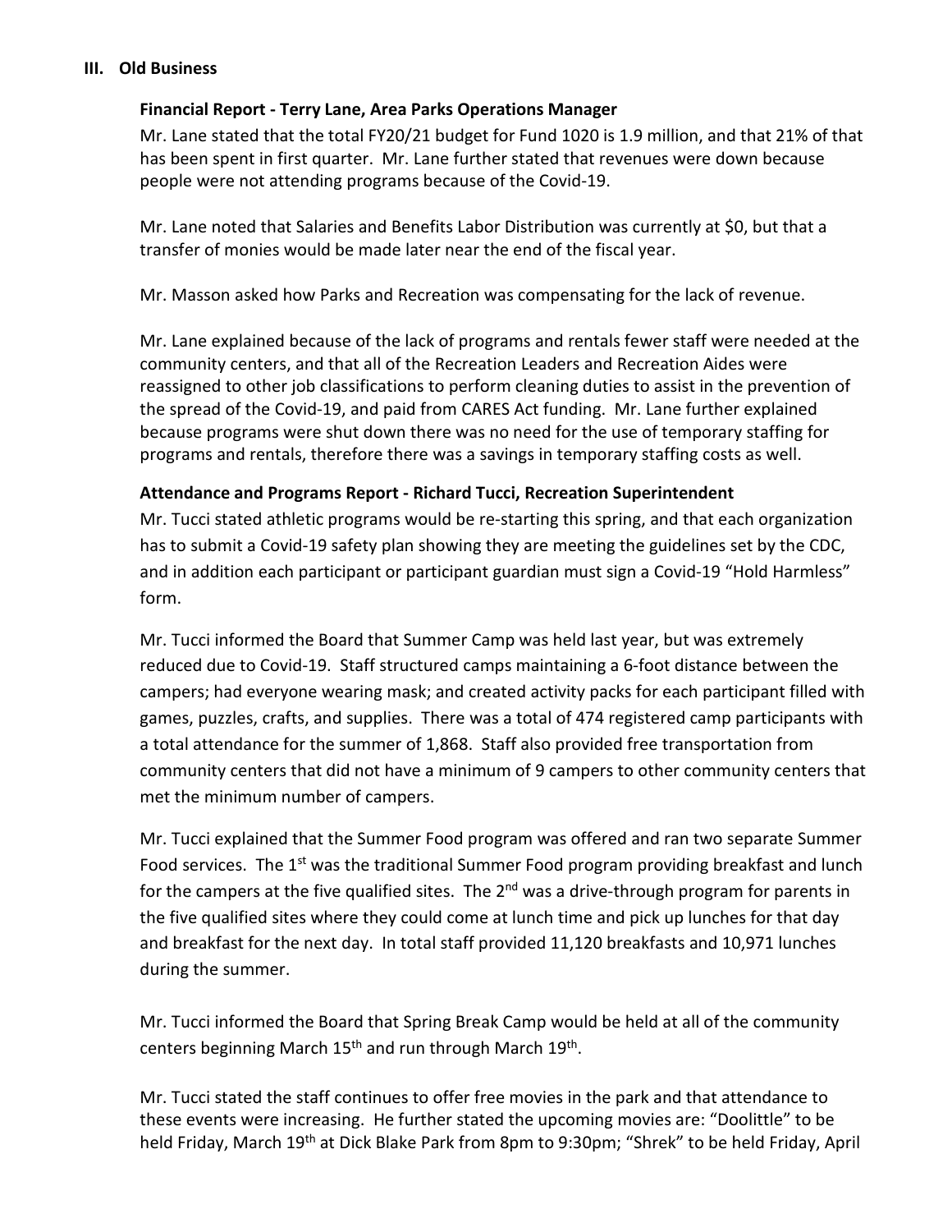## III. Old Business

### Financial Report - Terry Lane, Area Parks Operations Manager

Mr. Lane stated that the total FY20/21 budget for Fund 1020 is 1.9 million, and that 21% of that has been spent in first quarter. Mr. Lane further stated that revenues were down because people were not attending programs because of the Covid-19.

Mr. Lane noted that Salaries and Benefits Labor Distribution was currently at $0, but that a transfer of monies would be made later near the end of the fiscal year.

Mr. Masson asked how Parks and Recreation was compensating for the lack of revenue.

Mr. Lane explained because of the lack of programs and rentals fewer staff were needed at the community centers, and that all of the Recreation Leaders and Recreation Aides were reassigned to other job classifications to perform cleaning duties to assist in the prevention of the spread of the Covid-19, and paid from CARES Act funding. Mr. Lane further explained because programs were shut down there was no need for the use of temporary staffing for programs and rentals, therefore there was a savings in temporary staffing costs as well.

### Attendance and Programs Report - Richard Tucci, Recreation Superintendent

Mr. Tucci stated athletic programs would be re-starting this spring, and that each organization has to submit a Covid-19 safety plan showing they are meeting the guidelines set by the CDC, and in addition each participant or participant guardian must sign a Covid-19 "Hold Harmless" form.

Mr. Tucci informed the Board that Summer Camp was held last year, but was extremely reduced due to Covid-19. Staff structured camps maintaining a 6-foot distance between the campers; had everyone wearing mask; and created activity packs for each participant filled with games, puzzles, crafts, and supplies. There was a total of 474 registered camp participants with a total attendance for the summer of 1,868. Staff also provided free transportation from community centers that did not have a minimum of 9 campers to other community centers that met the minimum number of campers.

Mr. Tucci explained that the Summer Food program was offered and ran two separate Summer Food services. The 1st was the traditional Summer Food program providing breakfast and lunch for the campers at the five qualified sites. The 2nd was a drive-through program for parents in the five qualified sites where they could come at lunch time and pick up lunches for that day and breakfast for the next day. In total staff provided 11,120 breakfasts and 10,971 lunches during the summer.

Mr. Tucci informed the Board that Spring Break Camp would be held at all of the community centers beginning March 15th and run through March 19th.

Mr. Tucci stated the staff continues to offer free movies in the park and that attendance to these events were increasing. He further stated the upcoming movies are: "Doolittle" to be held Friday, March 19th at Dick Blake Park from 8pm to 9:30pm; "Shrek" to be held Friday, April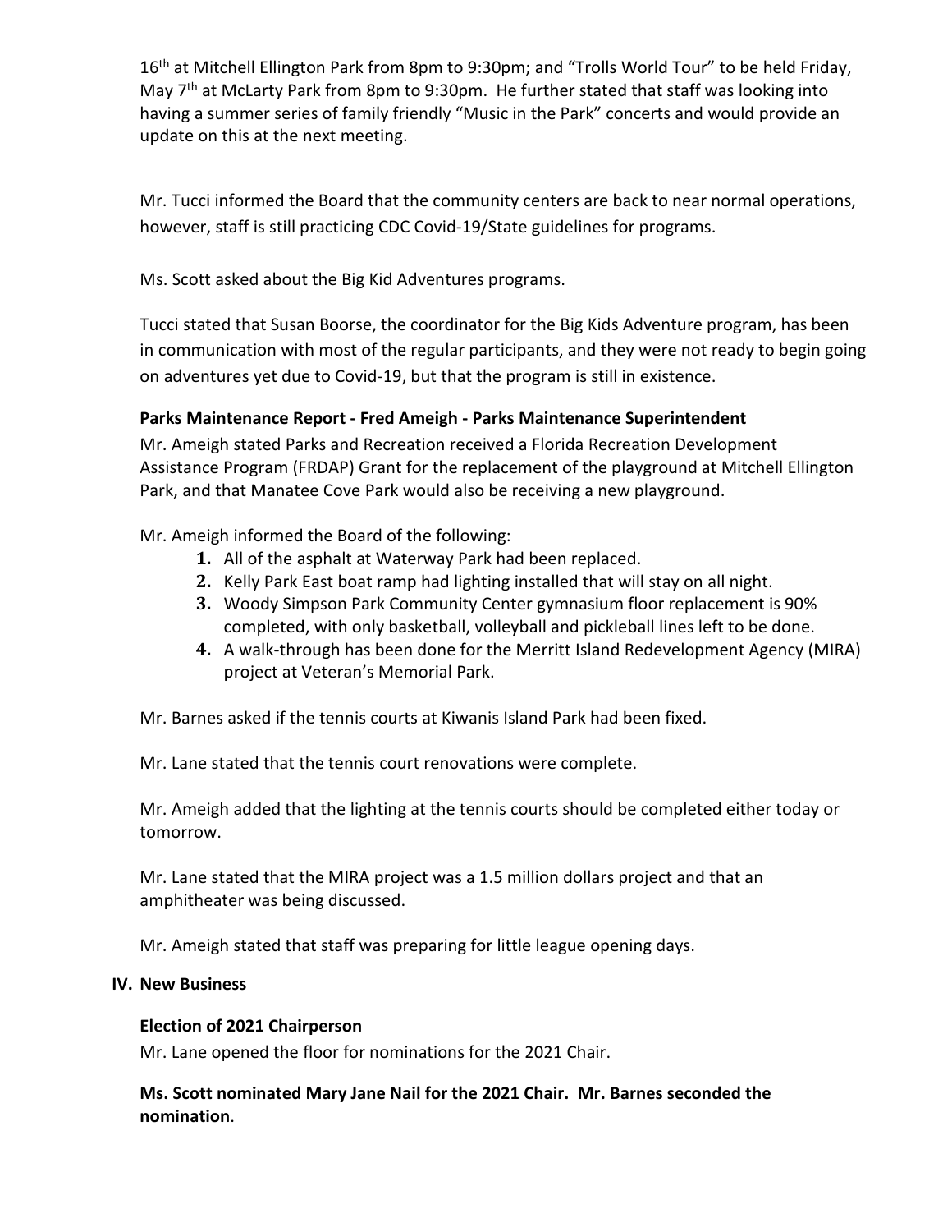16th at Mitchell Ellington Park from 8pm to 9:30pm; and "Trolls World Tour" to be held Friday, May 7th at McLarty Park from 8pm to 9:30pm. He further stated that staff was looking into having a summer series of family friendly "Music in the Park" concerts and would provide an update on this at the next meeting.

Mr. Tucci informed the Board that the community centers are back to near normal operations, however, staff is still practicing CDC Covid-19/State guidelines for programs.

Ms. Scott asked about the Big Kid Adventures programs.

Tucci stated that Susan Boorse, the coordinator for the Big Kids Adventure program, has been in communication with most of the regular participants, and they were not ready to begin going on adventures yet due to Covid-19, but that the program is still in existence.

**Parks Maintenance Report - Fred Ameigh - Parks Maintenance Superintendent**

Mr. Ameigh stated Parks and Recreation received a Florida Recreation Development Assistance Program (FRDAP) Grant for the replacement of the playground at Mitchell Ellington Park, and that Manatee Cove Park would also be receiving a new playground.

Mr. Ameigh informed the Board of the following:

1. All of the asphalt at Waterway Park had been replaced.
2. Kelly Park East boat ramp had lighting installed that will stay on all night.
3. Woody Simpson Park Community Center gymnasium floor replacement is 90% completed, with only basketball, volleyball and pickleball lines left to be done.
4. A walk-through has been done for the Merritt Island Redevelopment Agency (MIRA) project at Veteran's Memorial Park.

Mr. Barnes asked if the tennis courts at Kiwanis Island Park had been fixed.

Mr. Lane stated that the tennis court renovations were complete.

Mr. Ameigh added that the lighting at the tennis courts should be completed either today or tomorrow.

Mr. Lane stated that the MIRA project was a 1.5 million dollars project and that an amphitheater was being discussed.

Mr. Ameigh stated that staff was preparing for little league opening days.

## IV. New Business

**Election of 2021 Chairperson**

Mr. Lane opened the floor for nominations for the 2021 Chair.

**Ms. Scott nominated Mary Jane Nail for the 2021 Chair. Mr. Barnes seconded the nomination**.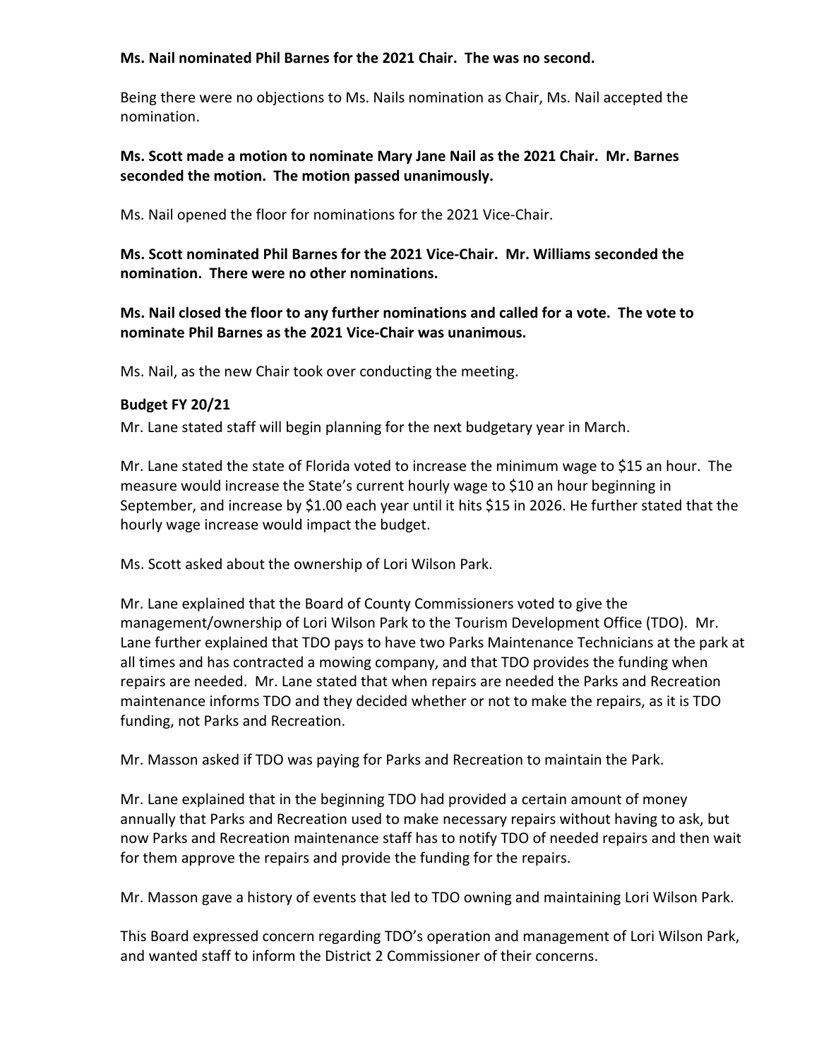**Ms. Nail nominated Phil Barnes for the 2021 Chair. The was no second.**

Being there were no objections to Ms. Nails nomination as Chair, Ms. Nail accepted the nomination.

**Ms. Scott made a motion to nominate Mary Jane Nail as the 2021 Chair. Mr. Barnes seconded the motion. The motion passed unanimously.**

Ms. Nail opened the floor for nominations for the 2021 Vice-Chair.

**Ms. Scott nominated Phil Barnes for the 2021 Vice-Chair. Mr. Williams seconded the nomination. There were no other nominations.**

**Ms. Nail closed the floor to any further nominations and called for a vote. The vote to nominate Phil Barnes as the 2021 Vice-Chair was unanimous.**

Ms. Nail, as the new Chair took over conducting the meeting.

**Budget FY 20/21**

Mr. Lane stated staff will begin planning for the next budgetary year in March.

Mr. Lane stated the state of Florida voted to increase the minimum wage to $15 an hour. The measure would increase the State's current hourly wage to $10 an hour beginning in September, and increase by $1.00 each year until it hits $15 in 2026. He further stated that the hourly wage increase would impact the budget.

Ms. Scott asked about the ownership of Lori Wilson Park.

Mr. Lane explained that the Board of County Commissioners voted to give the management/ownership of Lori Wilson Park to the Tourism Development Office (TDO). Mr. Lane further explained that TDO pays to have two Parks Maintenance Technicians at the park at all times and has contracted a mowing company, and that TDO provides the funding when repairs are needed. Mr. Lane stated that when repairs are needed the Parks and Recreation maintenance informs TDO and they decided whether or not to make the repairs, as it is TDO funding, not Parks and Recreation.

Mr. Masson asked if TDO was paying for Parks and Recreation to maintain the Park.

Mr. Lane explained that in the beginning TDO had provided a certain amount of money annually that Parks and Recreation used to make necessary repairs without having to ask, but now Parks and Recreation maintenance staff has to notify TDO of needed repairs and then wait for them approve the repairs and provide the funding for the repairs.

Mr. Masson gave a history of events that led to TDO owning and maintaining Lori Wilson Park.

This Board expressed concern regarding TDO's operation and management of Lori Wilson Park, and wanted staff to inform the District 2 Commissioner of their concerns.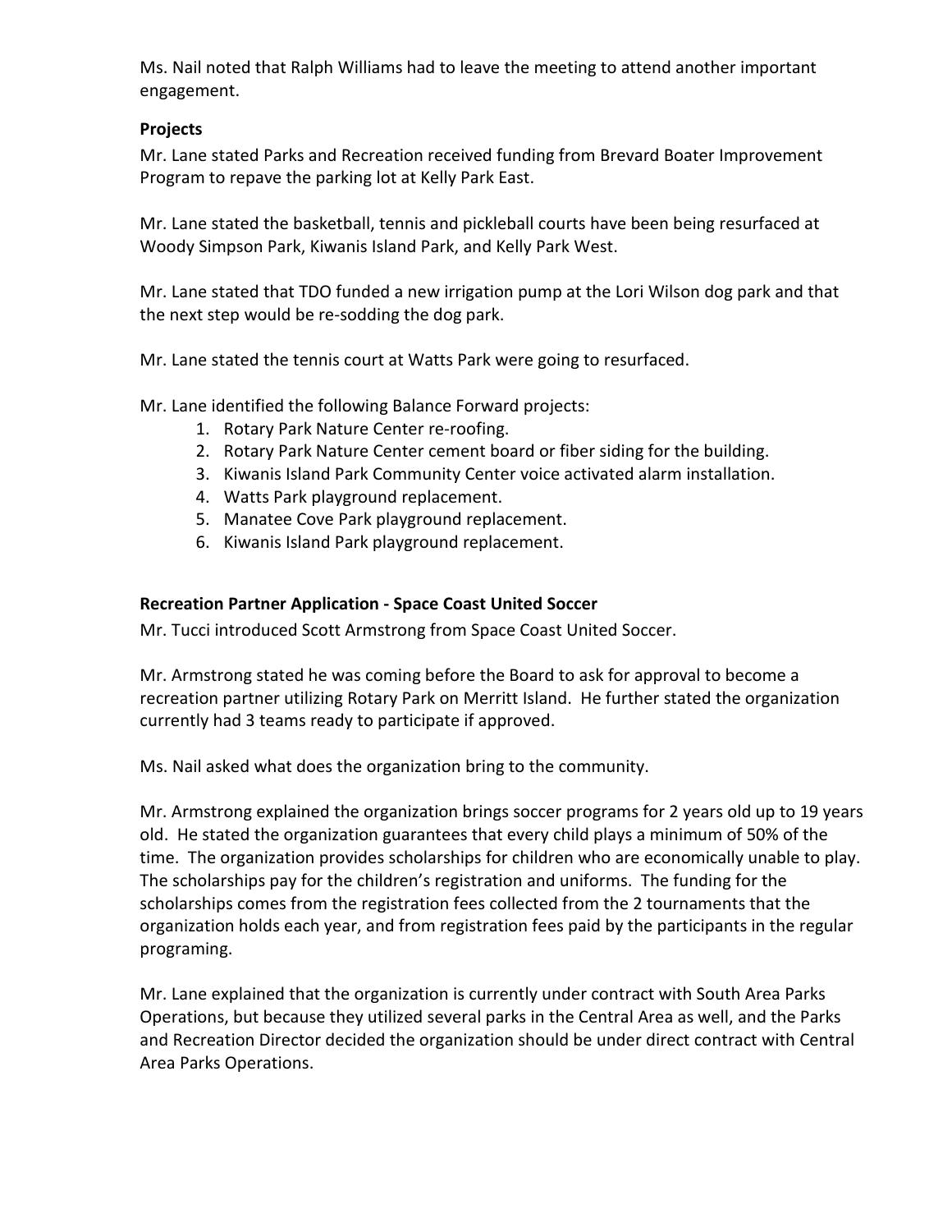Ms. Nail noted that Ralph Williams had to leave the meeting to attend another important engagement.

**Projects**

Mr. Lane stated Parks and Recreation received funding from Brevard Boater Improvement Program to repave the parking lot at Kelly Park East.

Mr. Lane stated the basketball, tennis and pickleball courts have been being resurfaced at Woody Simpson Park, Kiwanis Island Park, and Kelly Park West.

Mr. Lane stated that TDO funded a new irrigation pump at the Lori Wilson dog park and that the next step would be re-sodding the dog park.

Mr. Lane stated the tennis court at Watts Park were going to resurfaced.

Mr. Lane identified the following Balance Forward projects:

1. Rotary Park Nature Center re-roofing.
2. Rotary Park Nature Center cement board or fiber siding for the building.
3. Kiwanis Island Park Community Center voice activated alarm installation.
4. Watts Park playground replacement.
5. Manatee Cove Park playground replacement.
6. Kiwanis Island Park playground replacement.

**Recreation Partner Application - Space Coast United Soccer**

Mr. Tucci introduced Scott Armstrong from Space Coast United Soccer.

Mr. Armstrong stated he was coming before the Board to ask for approval to become a recreation partner utilizing Rotary Park on Merritt Island. He further stated the organization currently had 3 teams ready to participate if approved.

Ms. Nail asked what does the organization bring to the community.

Mr. Armstrong explained the organization brings soccer programs for 2 years old up to 19 years old. He stated the organization guarantees that every child plays a minimum of 50% of the time. The organization provides scholarships for children who are economically unable to play. The scholarships pay for the children's registration and uniforms. The funding for the scholarships comes from the registration fees collected from the 2 tournaments that the organization holds each year, and from registration fees paid by the participants in the regular programing.

Mr. Lane explained that the organization is currently under contract with South Area Parks Operations, but because they utilized several parks in the Central Area as well, and the Parks and Recreation Director decided the organization should be under direct contract with Central Area Parks Operations.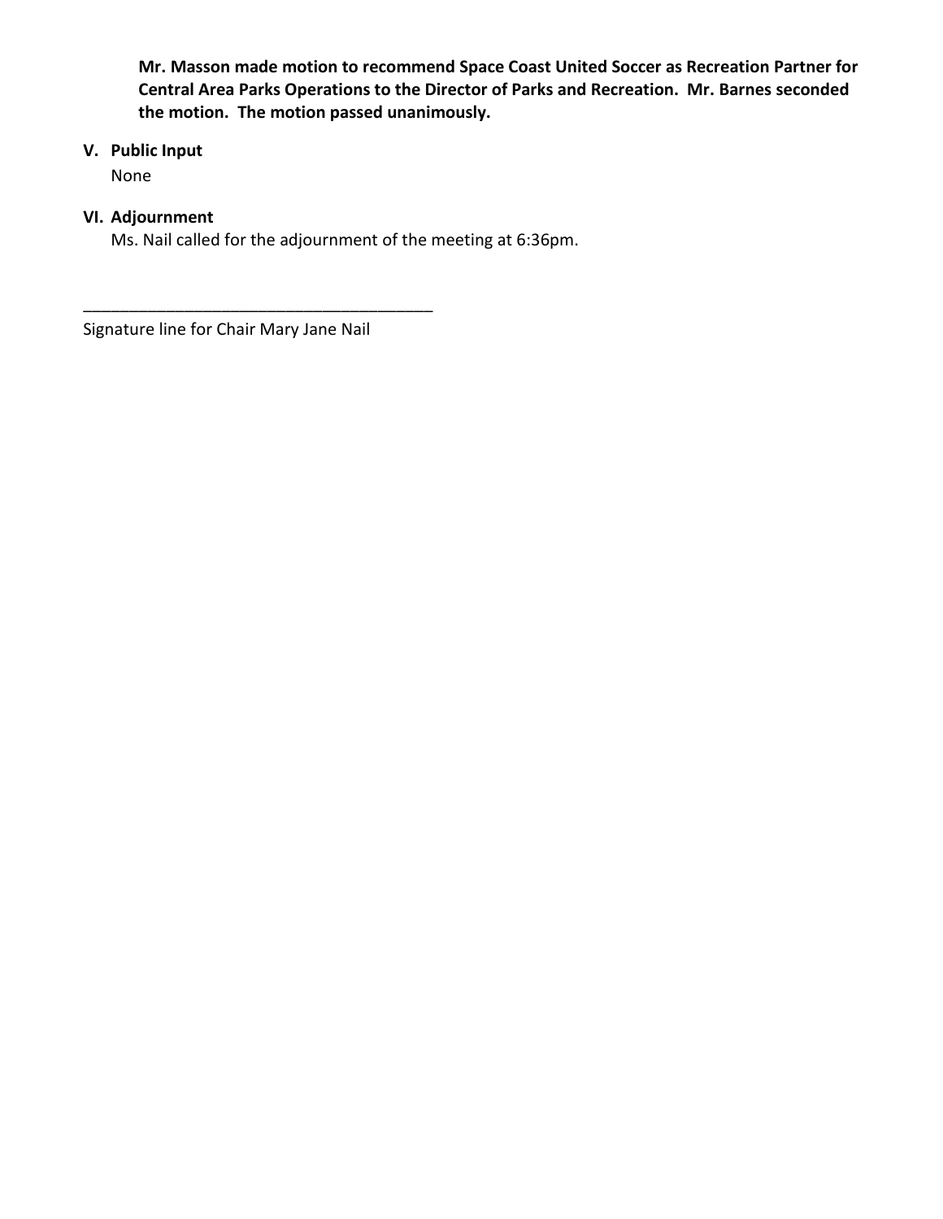**Mr. Masson made motion to recommend Space Coast United Soccer as Recreation Partner for Central Area Parks Operations to the Director of Parks and Recreation. Mr. Barnes seconded the motion. The motion passed unanimously.**

## V. Public Input

None

## VI. Adjournment

Ms. Nail called for the adjournment of the meeting at 6:36pm.

\_\_\_\_\_\_\_\_\_\_\_\_\_\_\_\_\_\_\_\_\_\_\_\_\_\_\_\_\_\_\_\_\_\_\_\_\_\_\_

Signature line for Chair Mary Jane Nail